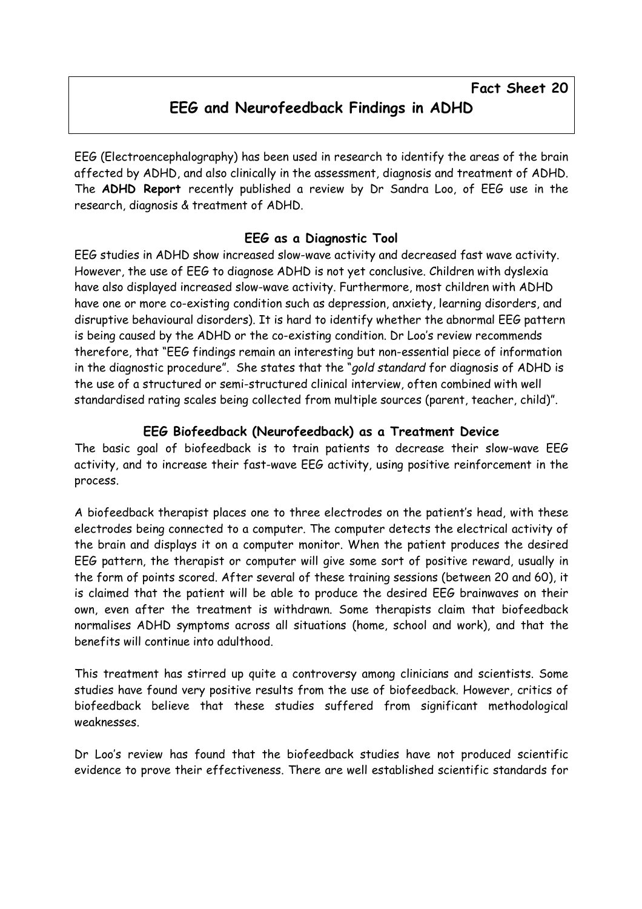**Fact Sheet 20**

# EEG and Neurofeedback Findings in ADHD

EEG (Electroencephalography) has been used in research to identify the areas of the brain affected by ADHD, and also clinically in the assessment, diagnosis and treatment of ADHD. The **ADHD Report** recently published a review by Dr Sandra Loo, of EEG use in the research, diagnosis & treatment of ADHD.

## EEG as a Diagnostic Tool

EEG studies in ADHD show increased slow-wave activity and decreased fast wave activity. However, the use of EEG to diagnose ADHD is not yet conclusive. Children with dyslexia have also displayed increased slow-wave activity. Furthermore, most children with ADHD have one or more co-existing condition such as depression, anxiety, learning disorders, and disruptive behavioural disorders). It is hard to identify whether the abnormal EEG pattern is being caused by the ADHD or the co-existing condition. Dr Loo's review recommends therefore, that "EEG findings remain an interesting but non-essential piece of information in the diagnostic procedure". She states that the "*gold standard* for diagnosis of ADHD is the use of a structured or semi-structured clinical interview, often combined with well standardised rating scales being collected from multiple sources (parent, teacher, child)".

## EEG Biofeedback (Neurofeedback) as a Treatment Device

The basic goal of biofeedback is to train patients to decrease their slow-wave EEG activity, and to increase their fast-wave EEG activity, using positive reinforcement in the process.

A biofeedback therapist places one to three electrodes on the patient's head, with these electrodes being connected to a computer. The computer detects the electrical activity of the brain and displays it on a computer monitor. When the patient produces the desired EEG pattern, the therapist or computer will give some sort of positive reward, usually in the form of points scored. After several of these training sessions (between 20 and 60), it is claimed that the patient will be able to produce the desired EEG brainwaves on their own, even after the treatment is withdrawn. Some therapists claim that biofeedback normalises ADHD symptoms across all situations (home, school and work), and that the benefits will continue into adulthood.

This treatment has stirred up quite a controversy among clinicians and scientists. Some studies have found very positive results from the use of biofeedback. However, critics of biofeedback believe that these studies suffered from significant methodological weaknesses.

Dr Loo's review has found that the biofeedback studies have not produced scientific evidence to prove their effectiveness. There are well established scientific standards for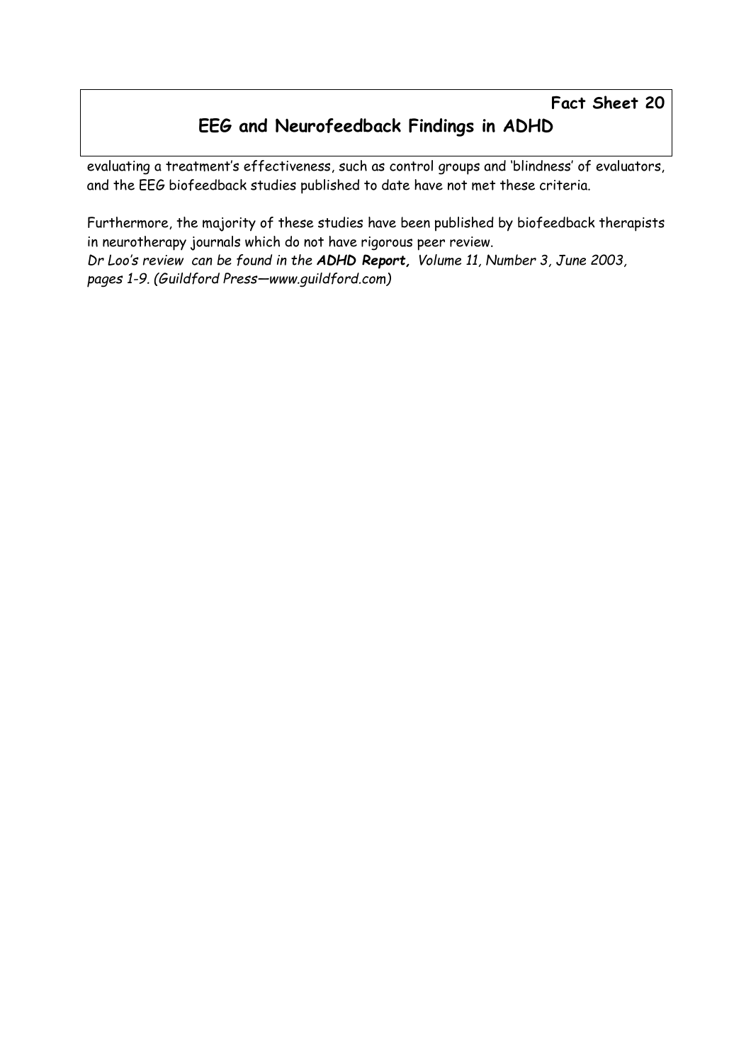evaluating a treatment's effectiveness, such as control groups and 'blindness' of evaluators, and the EEG biofeedback studies published to date have not met these criteria.

Furthermore, the majority of these studies have been published by biofeedback therapists in neurotherapy journals which do not have rigorous peer review.
*Dr Loo's review can be found in the **ADHD Report,** Volume 11, Number 3, June 2003, pages 1-9. (Guildford Press—www.guilford.com)*